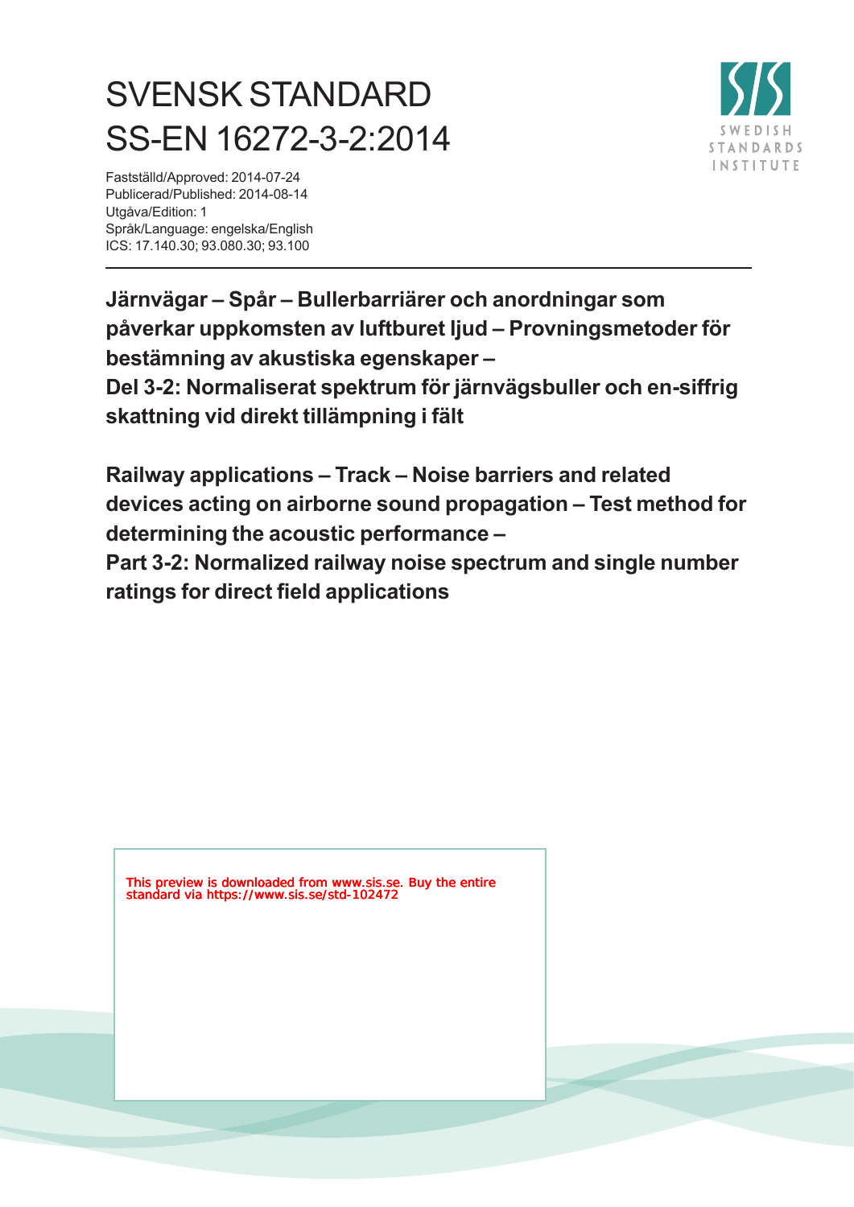# SVENSK STANDARD
# SS-EN 16272-3-2:2014

Fastställd/Approved: 2014-07-24
Publicerad/Published: 2014-08-14
Utgåva/Edition: 1
Språk/Language: engelska/English
ICS: 17.140.30; 93.080.30; 93.100

**Järnvägar – Spår – Bullerbarriärer och anordningar som påverkar uppkomsten av luftburet ljud – Provningsmetoder för bestämning av akustiska egenskaper –
Del 3-2: Normaliserat spektrum för järnvägsbuller och en-siffrig skattning vid direkt tillämpning i fält**

**Railway applications – Track – Noise barriers and related devices acting on airborne sound propagation – Test method for determining the acoustic performance –
Part 3-2: Normalized railway noise spectrum and single number ratings for direct field applications**

This preview is downloaded from www.sis.se. Buy the entire standard via https://www.sis.se/std-102472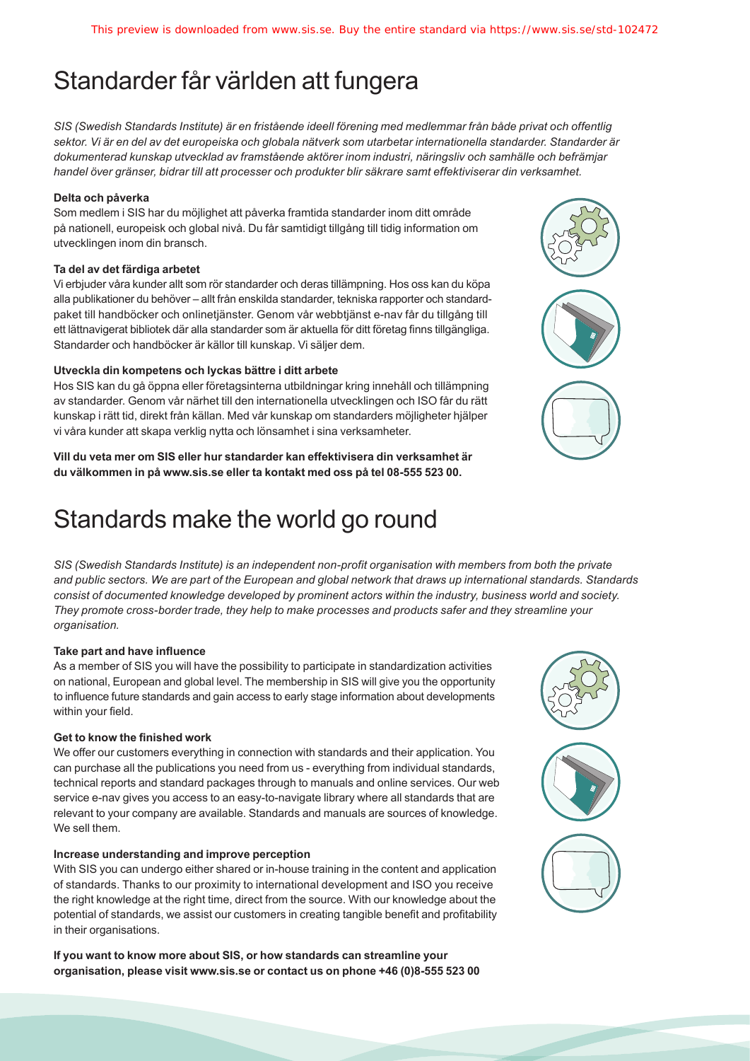# Standarder får världen att fungera

*SIS (Swedish Standards Institute) är en fristående ideell förening med medlemmar från både privat och offentlig sektor. Vi är en del av det europeiska och globala nätverk som utarbetar internationella standarder. Standarder är dokumenterad kunskap utvecklad av framstående aktörer inom industri, näringsliv och samhälle och befrämjar handel över gränser, bidrar till att processer och produkter blir säkrare samt effektiviserar din verksamhet.*

**Delta och påverka**

Som medlem i SIS har du möjlighet att påverka framtida standarder inom ditt område på nationell, europeisk och global nivå. Du får samtidigt tillgång till tidig information om utvecklingen inom din bransch.

**Ta del av det färdiga arbetet**

Vi erbjuder våra kunder allt som rör standarder och deras tillämpning. Hos oss kan du köpa alla publikationer du behöver – allt från enskilda standarder, tekniska rapporter och standardpaket till handböcker och onlinetjänster. Genom vår webbtjänst e-nav får du tillgång till ett lättnavigerat bibliotek där alla standarder som är aktuella för ditt företag finns tillgängliga. Standarder och handböcker är källor till kunskap. Vi säljer dem.

**Utveckla din kompetens och lyckas bättre i ditt arbete**

Hos SIS kan du gå öppna eller företagsinterna utbildningar kring innehåll och tillämpning av standarder. Genom vår närhet till den internationella utvecklingen och ISO får du rätt kunskap i rätt tid, direkt från källan. Med vår kunskap om standarders möjligheter hjälper vi våra kunder att skapa verklig nytta och lönsamhet i sina verksamheter.

**Vill du veta mer om SIS eller hur standarder kan effektivisera din verksamhet är du välkommen in på www.sis.se eller ta kontakt med oss på tel 08-555 523 00.**

# Standards make the world go round

*SIS (Swedish Standards Institute) is an independent non-profit organisation with members from both the private and public sectors. We are part of the European and global network that draws up international standards. Standards consist of documented knowledge developed by prominent actors within the industry, business world and society. They promote cross-border trade, they help to make processes and products safer and they streamline your organisation.*

**Take part and have influence**

As a member of SIS you will have the possibility to participate in standardization activities on national, European and global level. The membership in SIS will give you the opportunity to influence future standards and gain access to early stage information about developments within your field.

**Get to know the finished work**

We offer our customers everything in connection with standards and their application. You can purchase all the publications you need from us - everything from individual standards, technical reports and standard packages through to manuals and online services. Our web service e-nav gives you access to an easy-to-navigate library where all standards that are relevant to your company are available. Standards and manuals are sources of knowledge. We sell them.

**Increase understanding and improve perception**

With SIS you can undergo either shared or in-house training in the content and application of standards. Thanks to our proximity to international development and ISO you receive the right knowledge at the right time, direct from the source. With our knowledge about the potential of standards, we assist our customers in creating tangible benefit and profitability in their organisations.

**If you want to know more about SIS, or how standards can streamline your organisation, please visit www.sis.se or contact us on phone +46 (0)8-555 523 00**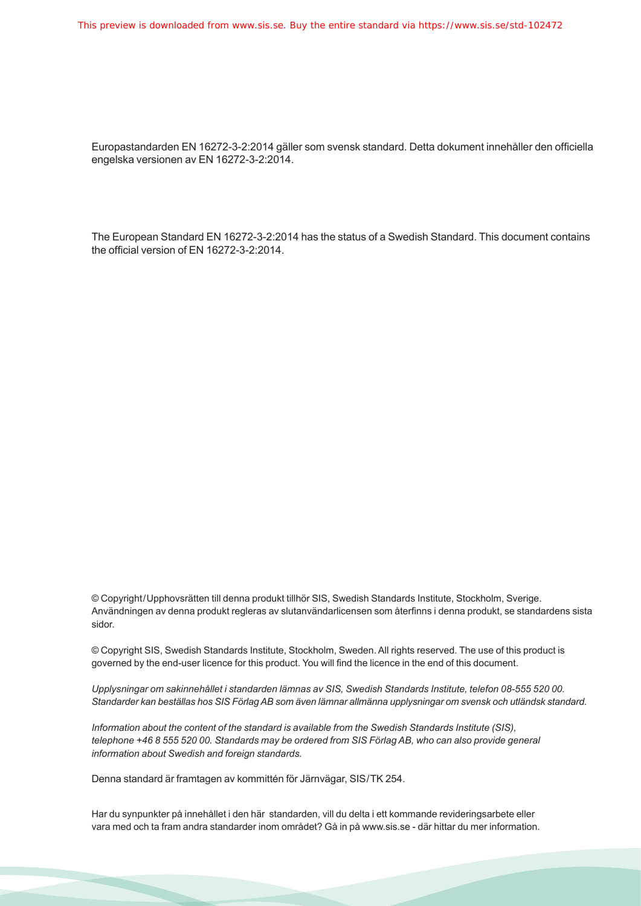Europastandarden EN 16272-3-2:2014 gäller som svensk standard. Detta dokument innehåller den officiella engelska versionen av EN 16272-3-2:2014.

The European Standard EN 16272-3-2:2014 has the status of a Swedish Standard. This document contains the official version of EN 16272-3-2:2014.

© Copyright/Upphovsrätten till denna produkt tillhör SIS, Swedish Standards Institute, Stockholm, Sverige. Användningen av denna produkt regleras av slutanvändarlicensen som återfinns i denna produkt, se standardens sista sidor.

© Copyright SIS, Swedish Standards Institute, Stockholm, Sweden. All rights reserved. The use of this product is governed by the end-user licence for this product. You will find the licence in the end of this document.

*Upplysningar om sakinnehållet i standarden lämnas av SIS, Swedish Standards Institute, telefon 08-555 520 00. Standarder kan beställas hos SIS Förlag AB som även lämnar allmänna upplysningar om svensk och utländsk standard.*

*Information about the content of the standard is available from the Swedish Standards Institute (SIS), telephone +46 8 555 520 00. Standards may be ordered from SIS Förlag AB, who can also provide general information about Swedish and foreign standards.*

Denna standard är framtagen av kommittén för Järnvägar, SIS/TK 254.

Har du synpunkter på innehållet i den här standarden, vill du delta i ett kommande revideringsarbete eller vara med och ta fram andra standarder inom området? Gå in på www.sis.se - där hittar du mer information.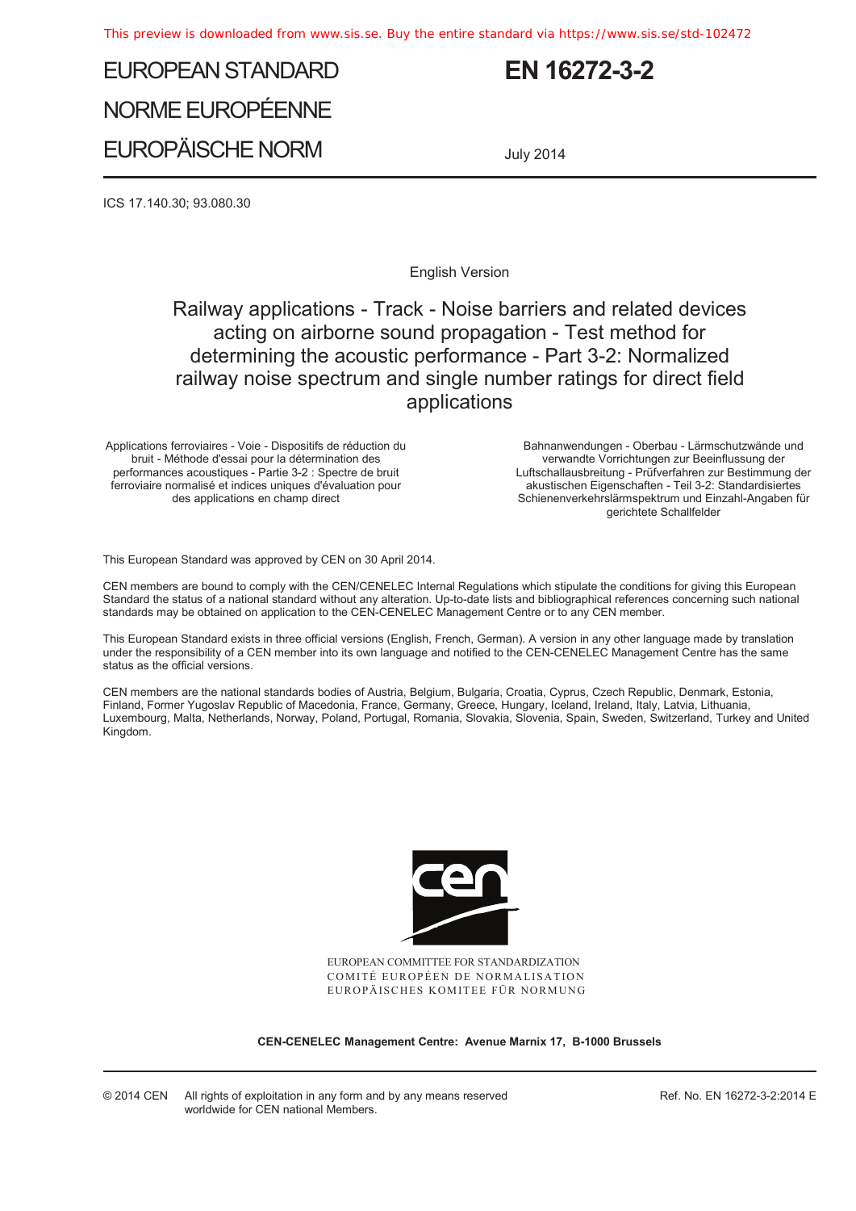This preview is downloaded from www.sis.se. Buy the entire standard via https://www.sis.se/std-102472

# EUROPEAN STANDARD
# NORME EUROPÉENNE
# EUROPÄISCHE NORM

**EN 16272-3-2**

July 2014

ICS 17.140.30; 93.080.30

English Version

## Railway applications - Track - Noise barriers and related devices acting on airborne sound propagation - Test method for determining the acoustic performance - Part 3-2: Normalized railway noise spectrum and single number ratings for direct field applications

Applications ferroviaires - Voie - Dispositifs de réduction du bruit - Méthode d'essai pour la détermination des performances acoustiques - Partie 3-2 : Spectre de bruit ferroviaire normalisé et indices uniques d'évaluation pour des applications en champ direct

Bahnanwendungen - Oberbau - Lärmschutzwände und verwandte Vorrichtungen zur Beeinflussung der Luftschallausbreitung - Prüfverfahren zur Bestimmung der akustischen Eigenschaften - Teil 3-2: Standardisiertes Schienenverkehrslärmspektrum und Einzahl-Angaben für gerichtete Schallfelder

This European Standard was approved by CEN on 30 April 2014.

CEN members are bound to comply with the CEN/CENELEC Internal Regulations which stipulate the conditions for giving this European Standard the status of a national standard without any alteration. Up-to-date lists and bibliographical references concerning such national standards may be obtained on application to the CEN-CENELEC Management Centre or to any CEN member.

This European Standard exists in three official versions (English, French, German). A version in any other language made by translation under the responsibility of a CEN member into its own language and notified to the CEN-CENELEC Management Centre has the same status as the official versions.

CEN members are the national standards bodies of Austria, Belgium, Bulgaria, Croatia, Cyprus, Czech Republic, Denmark, Estonia, Finland, Former Yugoslav Republic of Macedonia, France, Germany, Greece, Hungary, Iceland, Ireland, Italy, Latvia, Lithuania, Luxembourg, Malta, Netherlands, Norway, Poland, Portugal, Romania, Slovakia, Slovenia, Spain, Sweden, Switzerland, Turkey and United Kingdom.

EUROPEAN COMMITTEE FOR STANDARDIZATION
COMITÉ EUROPÉEN DE NORMALISATION
EUROPÄISCHES KOMITEE FÜR NORMUNG

**CEN-CENELEC Management Centre: Avenue Marnix 17, B-1000 Brussels**

© 2014 CEN All rights of exploitation in any form and by any means reserved worldwide for CEN national Members.

Ref. No. EN 16272-3-2:2014 E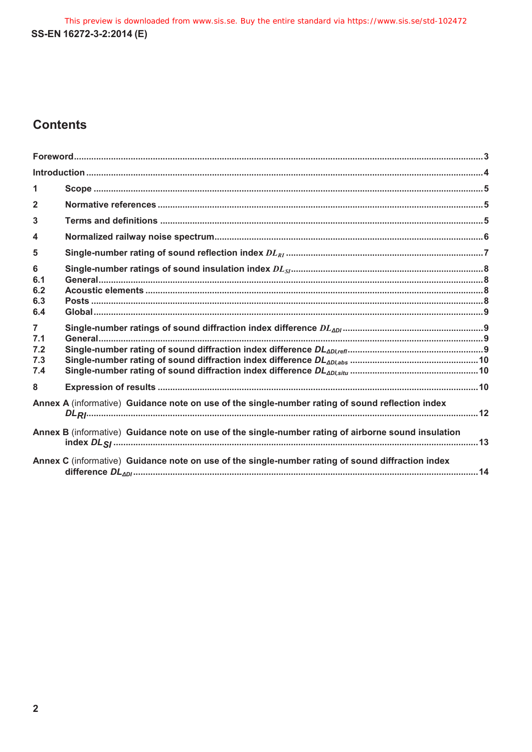## Contents

| | | Page |
|---|---|---|
| Foreword | | 3 |
| Introduction | | 4 |
| 1 | Scope | 5 |
| 2 | Normative references | 5 |
| 3 | Terms and definitions | 5 |
| 4 | Normalized railway noise spectrum | 6 |
| 5 | Single-number rating of sound reflection index $DL_{RI}$ | 7 |
| 6 | Single-number ratings of sound insulation index $DL_{SI}$ | 8 |
| 6.1 | General | 8 |
| 6.2 | Acoustic elements | 8 |
| 6.3 | Posts | 8 |
| 6.4 | Global | 9 |
| 7 | Single-number ratings of sound diffraction index difference $DL_{\Delta DI}$ | 9 |
| 7.1 | General | 9 |
| 7.2 | Single-number rating of sound diffraction index difference $DL_{\Delta DI,refl}$ | 9 |
| 7.3 | Single-number rating of sound diffraction index difference $DL_{\Delta DI,abs}$ | 10 |
| 7.4 | Single-number rating of sound diffraction index difference $DL_{\Delta DI,situ}$ | 10 |
| 8 | Expression of results | 10 |
| Annex A (informative) | Guidance note on use of the single-number rating of sound reflection index $DL_{RI}$ | 12 |
| Annex B (informative) | Guidance note on use of the single-number rating of airborne sound insulation index $DL_{SI}$ | 13 |
| Annex C (informative) | Guidance note on use of the single-number rating of sound diffraction index difference $DL_{\Delta DI}$ | 14 |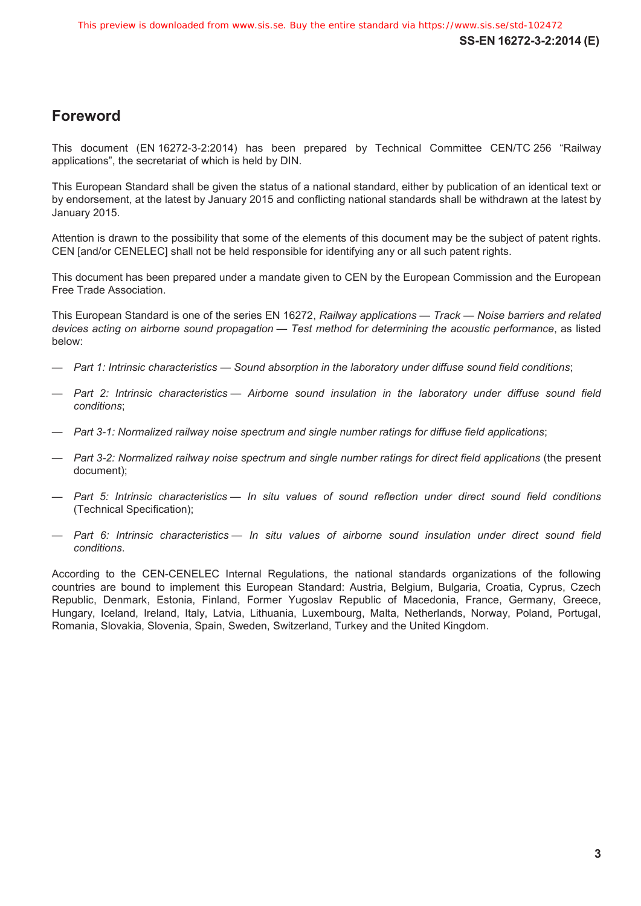## Foreword

This document (EN 16272-3-2:2014) has been prepared by Technical Committee CEN/TC 256 "Railway applications", the secretariat of which is held by DIN.

This European Standard shall be given the status of a national standard, either by publication of an identical text or by endorsement, at the latest by January 2015 and conflicting national standards shall be withdrawn at the latest by January 2015.

Attention is drawn to the possibility that some of the elements of this document may be the subject of patent rights. CEN [and/or CENELEC] shall not be held responsible for identifying any or all such patent rights.

This document has been prepared under a mandate given to CEN by the European Commission and the European Free Trade Association.

This European Standard is one of the series EN 16272, *Railway applications — Track — Noise barriers and related devices acting on airborne sound propagation — Test method for determining the acoustic performance*, as listed below:

- *Part 1: Intrinsic characteristics — Sound absorption in the laboratory under diffuse sound field conditions*;
- *Part 2: Intrinsic characteristics — Airborne sound insulation in the laboratory under diffuse sound field conditions*;
- *Part 3-1: Normalized railway noise spectrum and single number ratings for diffuse field applications*;
- *Part 3-2: Normalized railway noise spectrum and single number ratings for direct field applications* (the present document);
- *Part 5: Intrinsic characteristics — In situ values of sound reflection under direct sound field conditions* (Technical Specification);
- *Part 6: Intrinsic characteristics — In situ values of airborne sound insulation under direct sound field conditions*.

According to the CEN-CENELEC Internal Regulations, the national standards organizations of the following countries are bound to implement this European Standard: Austria, Belgium, Bulgaria, Croatia, Cyprus, Czech Republic, Denmark, Estonia, Finland, Former Yugoslav Republic of Macedonia, France, Germany, Greece, Hungary, Iceland, Ireland, Italy, Latvia, Lithuania, Luxembourg, Malta, Netherlands, Norway, Poland, Portugal, Romania, Slovakia, Slovenia, Spain, Sweden, Switzerland, Turkey and the United Kingdom.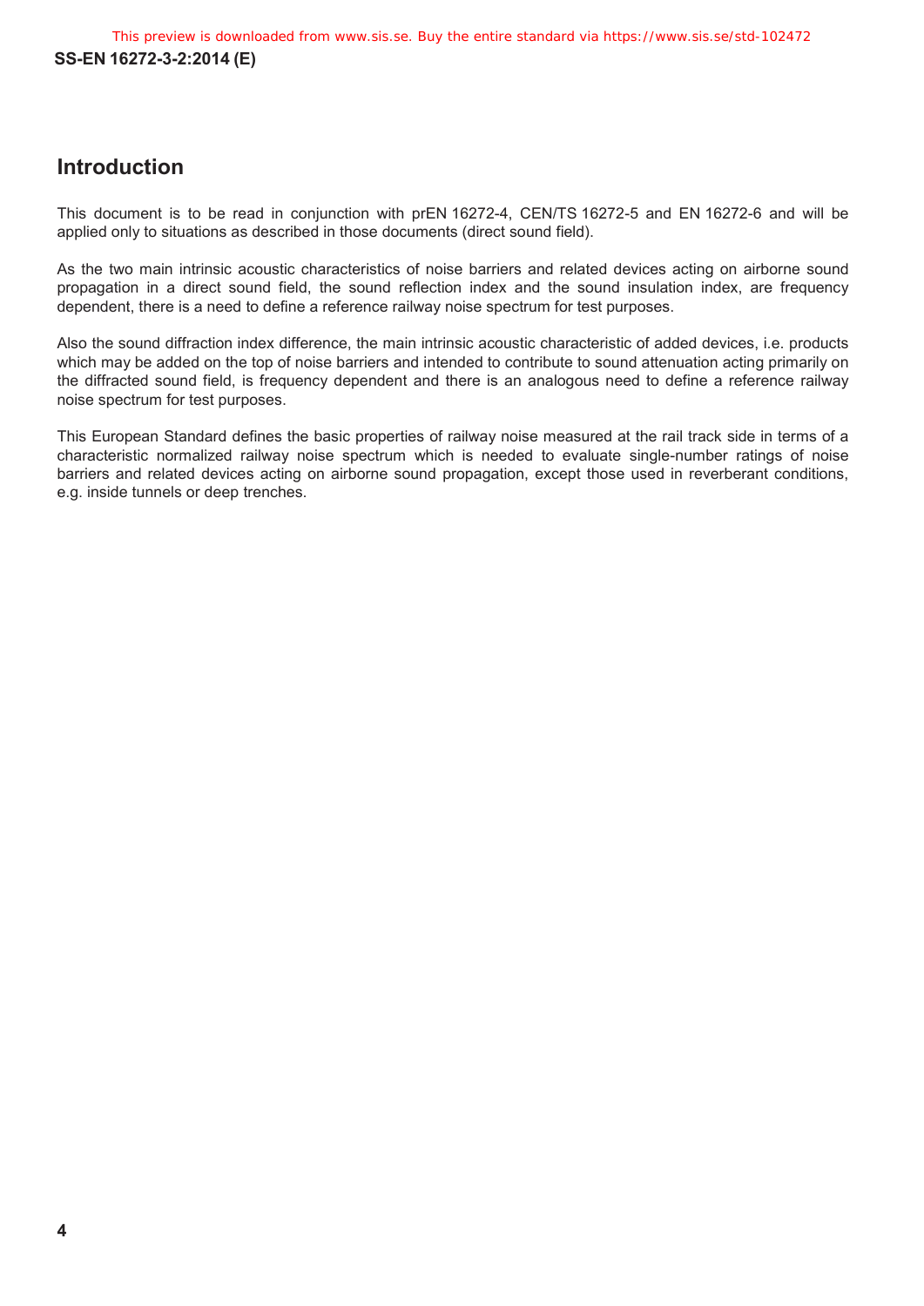## Introduction

This document is to be read in conjunction with prEN 16272-4, CEN/TS 16272-5 and EN 16272-6 and will be applied only to situations as described in those documents (direct sound field).

As the two main intrinsic acoustic characteristics of noise barriers and related devices acting on airborne sound propagation in a direct sound field, the sound reflection index and the sound insulation index, are frequency dependent, there is a need to define a reference railway noise spectrum for test purposes.

Also the sound diffraction index difference, the main intrinsic acoustic characteristic of added devices, i.e. products which may be added on the top of noise barriers and intended to contribute to sound attenuation acting primarily on the diffracted sound field, is frequency dependent and there is an analogous need to define a reference railway noise spectrum for test purposes.

This European Standard defines the basic properties of railway noise measured at the rail track side in terms of a characteristic normalized railway noise spectrum which is needed to evaluate single-number ratings of noise barriers and related devices acting on airborne sound propagation, except those used in reverberant conditions, e.g. inside tunnels or deep trenches.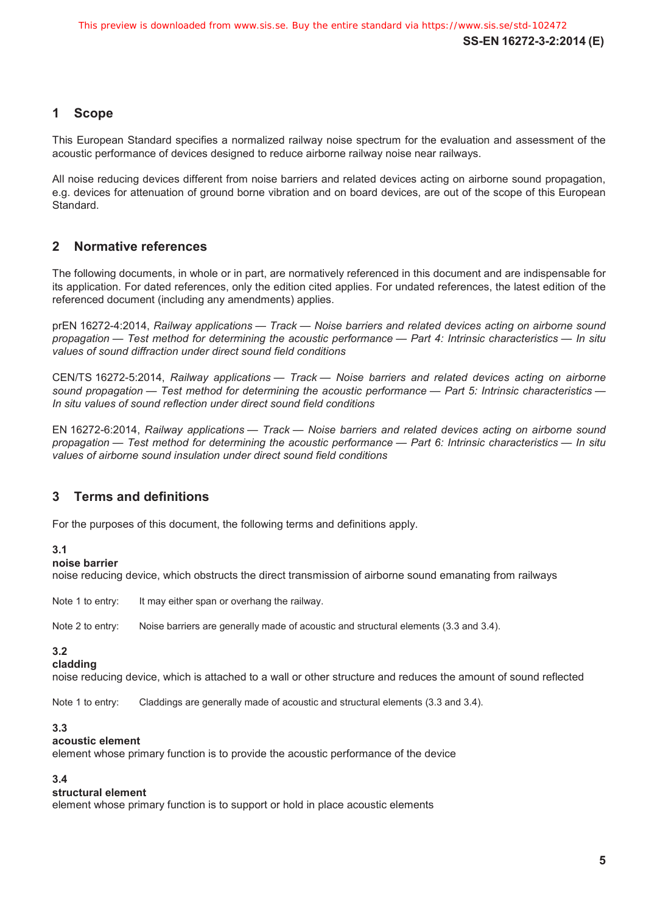## 1 Scope

This European Standard specifies a normalized railway noise spectrum for the evaluation and assessment of the acoustic performance of devices designed to reduce airborne railway noise near railways.

All noise reducing devices different from noise barriers and related devices acting on airborne sound propagation, e.g. devices for attenuation of ground borne vibration and on board devices, are out of the scope of this European Standard.

## 2 Normative references

The following documents, in whole or in part, are normatively referenced in this document and are indispensable for its application. For dated references, only the edition cited applies. For undated references, the latest edition of the referenced document (including any amendments) applies.

prEN 16272-4:2014, *Railway applications — Track — Noise barriers and related devices acting on airborne sound propagation — Test method for determining the acoustic performance — Part 4: Intrinsic characteristics — In situ values of sound diffraction under direct sound field conditions*

CEN/TS 16272-5:2014, *Railway applications — Track — Noise barriers and related devices acting on airborne sound propagation — Test method for determining the acoustic performance — Part 5: Intrinsic characteristics — In situ values of sound reflection under direct sound field conditions*

EN 16272-6:2014, *Railway applications — Track — Noise barriers and related devices acting on airborne sound propagation — Test method for determining the acoustic performance — Part 6: Intrinsic characteristics — In situ values of airborne sound insulation under direct sound field conditions*

## 3 Terms and definitions

For the purposes of this document, the following terms and definitions apply.

**3.1**
**noise barrier**
noise reducing device, which obstructs the direct transmission of airborne sound emanating from railways

Note 1 to entry: It may either span or overhang the railway.

Note 2 to entry: Noise barriers are generally made of acoustic and structural elements (3.3 and 3.4).

**3.2**
**cladding**
noise reducing device, which is attached to a wall or other structure and reduces the amount of sound reflected

Note 1 to entry: Claddings are generally made of acoustic and structural elements (3.3 and 3.4).

**3.3**
**acoustic element**
element whose primary function is to provide the acoustic performance of the device

**3.4**
**structural element**
element whose primary function is to support or hold in place acoustic elements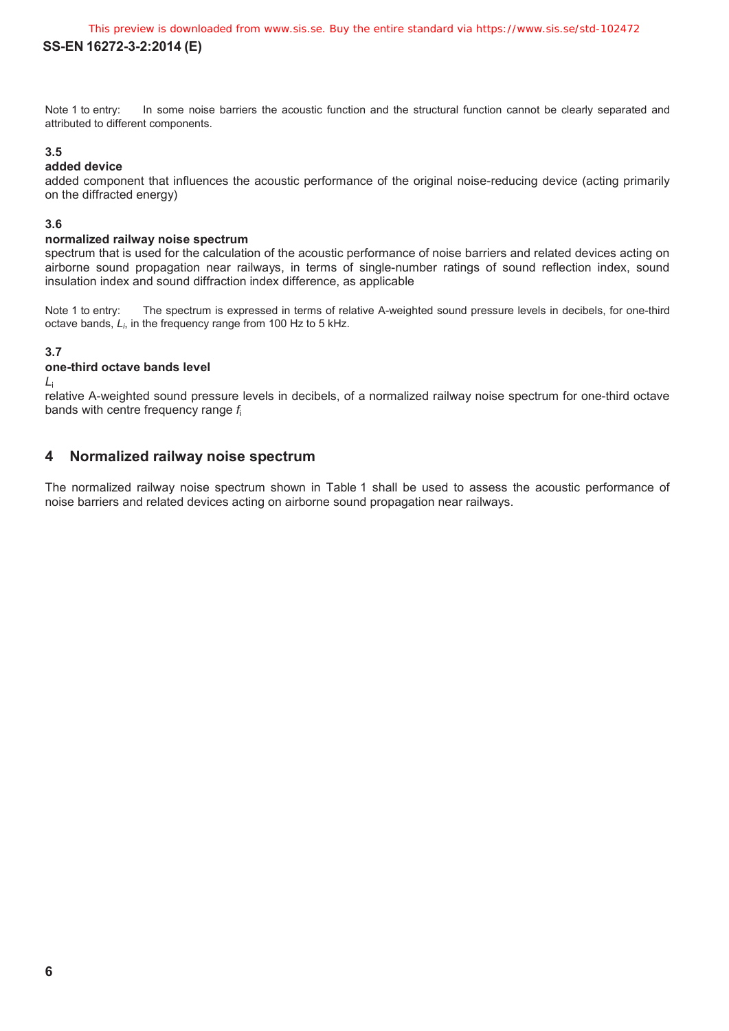Note 1 to entry: In some noise barriers the acoustic function and the structural function cannot be clearly separated and attributed to different components.

### 3.5
**added device**

added component that influences the acoustic performance of the original noise-reducing device (acting primarily on the diffracted energy)

### 3.6
**normalized railway noise spectrum**

spectrum that is used for the calculation of the acoustic performance of noise barriers and related devices acting on airborne sound propagation near railways, in terms of single-number ratings of sound reflection index, sound insulation index and sound diffraction index difference, as applicable

Note 1 to entry: The spectrum is expressed in terms of relative A-weighted sound pressure levels in decibels, for one-third octave bands, $L_i$, in the frequency range from 100 Hz to 5 kHz.

### 3.7
**one-third octave bands level**

$L_i$

relative A-weighted sound pressure levels in decibels, of a normalized railway noise spectrum for one-third octave bands with centre frequency range $f_i$

## 4 Normalized railway noise spectrum

The normalized railway noise spectrum shown in Table 1 shall be used to assess the acoustic performance of noise barriers and related devices acting on airborne sound propagation near railways.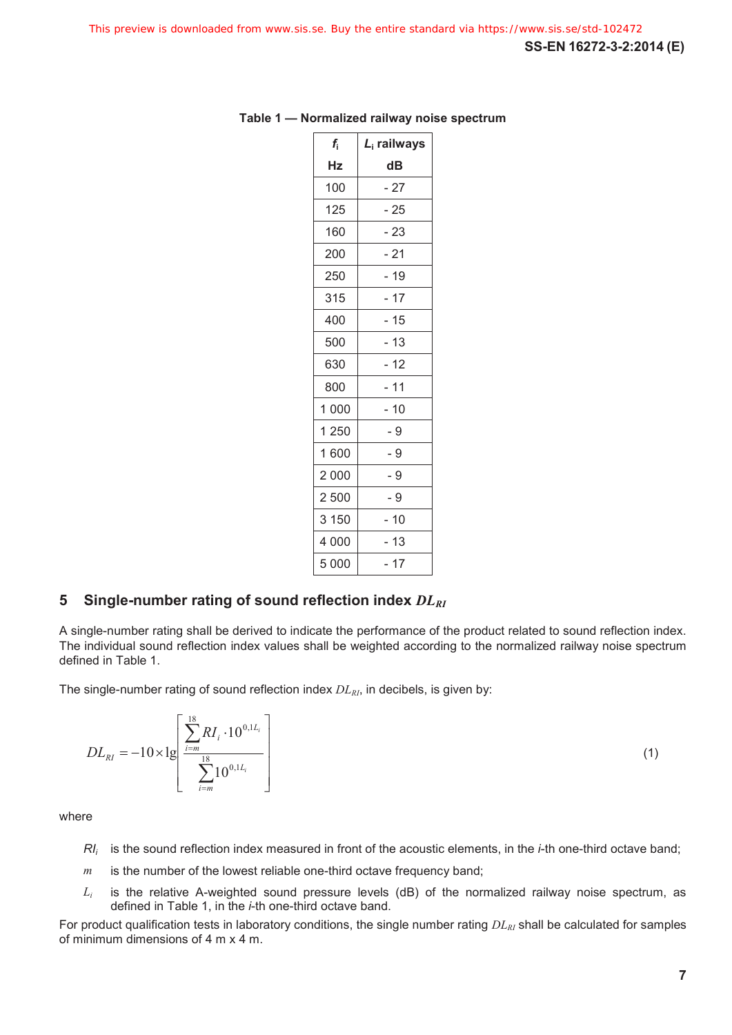**Table 1 — Normalized railway noise spectrum**

| $f_i$ Hz | $L_i$ railways dB |
|---|---|
| 100 | - 27 |
| 125 | - 25 |
| 160 | - 23 |
| 200 | - 21 |
| 250 | - 19 |
| 315 | - 17 |
| 400 | - 15 |
| 500 | - 13 |
| 630 | - 12 |
| 800 | - 11 |
| 1 000 | - 10 |
| 1 250 | - 9 |
| 1 600 | - 9 |
| 2 000 | - 9 |
| 2 500 | - 9 |
| 3 150 | - 10 |
| 4 000 | - 13 |
| 5 000 | - 17 |

## 5 Single-number rating of sound reflection index $DL_{RI}$

A single-number rating shall be derived to indicate the performance of the product related to sound reflection index. The individual sound reflection index values shall be weighted according to the normalized railway noise spectrum defined in Table 1.

The single-number rating of sound reflection index $DL_{RI}$, in decibels, is given by:

$$DL_{RI} = -10 \times \lg \left[ \frac{\sum_{i=m}^{18} RI_i \cdot 10^{0,1L_i}}{\sum_{i=m}^{18} 10^{0,1L_i}} \right] \quad (1)$$

where

- $RI_i$ is the sound reflection index measured in front of the acoustic elements, in the $i$-th one-third octave band;
- $m$ is the number of the lowest reliable one-third octave frequency band;
- $L_i$ is the relative A-weighted sound pressure levels (dB) of the normalized railway noise spectrum, as defined in Table 1, in the $i$-th one-third octave band.

For product qualification tests in laboratory conditions, the single number rating $DL_{RI}$ shall be calculated for samples of minimum dimensions of 4 m x 4 m.